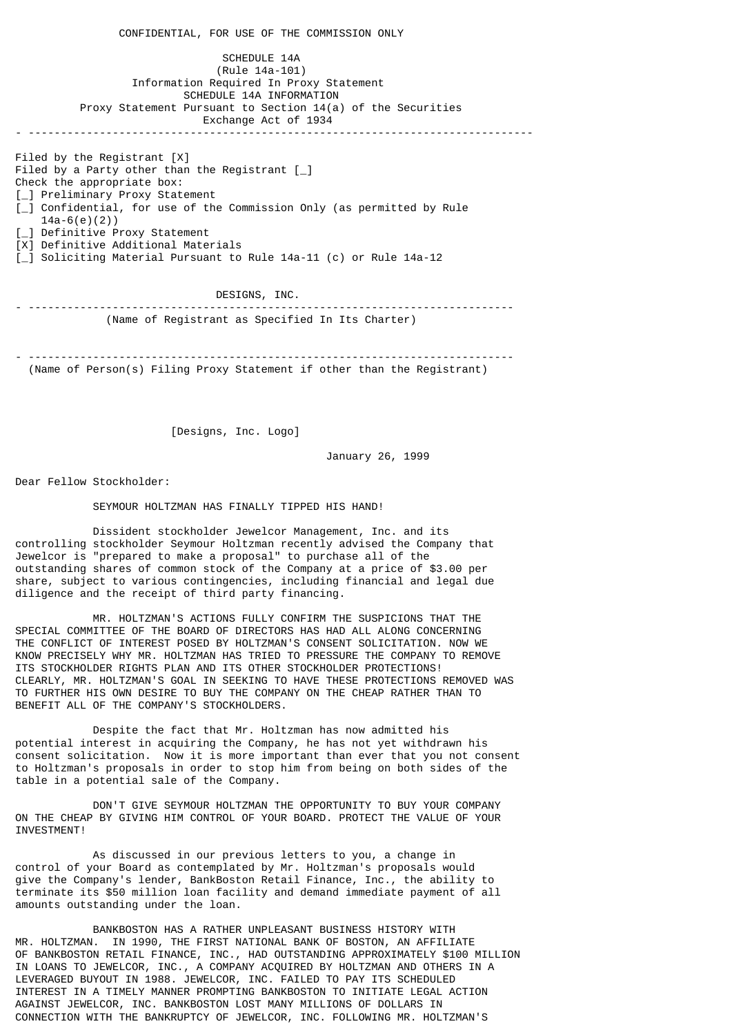CONFIDENTIAL, FOR USE OF THE COMMISSION ONLY

SCHEDULE 14A
(Rule 14a-101)
Information Required In Proxy Statement
SCHEDULE 14A INFORMATION
Proxy Statement Pursuant to Section 14(a) of the Securities
Exchange Act of 1934

---

Filed by the Registrant [X]
Filed by a Party other than the Registrant [_]
Check the appropriate box:
[_] Preliminary Proxy Statement
[_] Confidential, for use of the Commission Only (as permitted by Rule 14a-6(e)(2))
[_] Definitive Proxy Statement
[X] Definitive Additional Materials
[_] Soliciting Material Pursuant to Rule 14a-11 (c) or Rule 14a-12

DESIGNS, INC.

---

(Name of Registrant as Specified In Its Charter)

---

(Name of Person(s) Filing Proxy Statement if other than the Registrant)

[Designs, Inc. Logo]

January 26, 1999

Dear Fellow Stockholder:

SEYMOUR HOLTZMAN HAS FINALLY TIPPED HIS HAND!

Dissident stockholder Jewelcor Management, Inc. and its controlling stockholder Seymour Holtzman recently advised the Company that Jewelcor is "prepared to make a proposal" to purchase all of the outstanding shares of common stock of the Company at a price of $3.00 per share, subject to various contingencies, including financial and legal due diligence and the receipt of third party financing.

MR. HOLTZMAN'S ACTIONS FULLY CONFIRM THE SUSPICIONS THAT THE SPECIAL COMMITTEE OF THE BOARD OF DIRECTORS HAS HAD ALL ALONG CONCERNING THE CONFLICT OF INTEREST POSED BY HOLTZMAN'S CONSENT SOLICITATION. NOW WE KNOW PRECISELY WHY MR. HOLTZMAN HAS TRIED TO PRESSURE THE COMPANY TO REMOVE ITS STOCKHOLDER RIGHTS PLAN AND ITS OTHER STOCKHOLDER PROTECTIONS! CLEARLY, MR. HOLTZMAN'S GOAL IN SEEKING TO HAVE THESE PROTECTIONS REMOVED WAS TO FURTHER HIS OWN DESIRE TO BUY THE COMPANY ON THE CHEAP RATHER THAN TO BENEFIT ALL OF THE COMPANY'S STOCKHOLDERS.

Despite the fact that Mr. Holtzman has now admitted his potential interest in acquiring the Company, he has not yet withdrawn his consent solicitation. Now it is more important than ever that you not consent to Holtzman's proposals in order to stop him from being on both sides of the table in a potential sale of the Company.

DON'T GIVE SEYMOUR HOLTZMAN THE OPPORTUNITY TO BUY YOUR COMPANY ON THE CHEAP BY GIVING HIM CONTROL OF YOUR BOARD. PROTECT THE VALUE OF YOUR INVESTMENT!

As discussed in our previous letters to you, a change in control of your Board as contemplated by Mr. Holtzman's proposals would give the Company's lender, BankBoston Retail Finance, Inc., the ability to terminate its $50 million loan facility and demand immediate payment of all amounts outstanding under the loan.

BANKBOSTON HAS A RATHER UNPLEASANT BUSINESS HISTORY WITH MR. HOLTZMAN. IN 1990, THE FIRST NATIONAL BANK OF BOSTON, AN AFFILIATE OF BANKBOSTON RETAIL FINANCE, INC., HAD OUTSTANDING APPROXIMATELY $100 MILLION IN LOANS TO JEWELCOR, INC., A COMPANY ACQUIRED BY HOLTZMAN AND OTHERS IN A LEVERAGED BUYOUT IN 1988. JEWELCOR, INC. FAILED TO PAY ITS SCHEDULED INTEREST IN A TIMELY MANNER PROMPTING BANKBOSTON TO INITIATE LEGAL ACTION AGAINST JEWELCOR, INC. BANKBOSTON LOST MANY MILLIONS OF DOLLARS IN CONNECTION WITH THE BANKRUPTCY OF JEWELCOR, INC. FOLLOWING MR. HOLTZMAN'S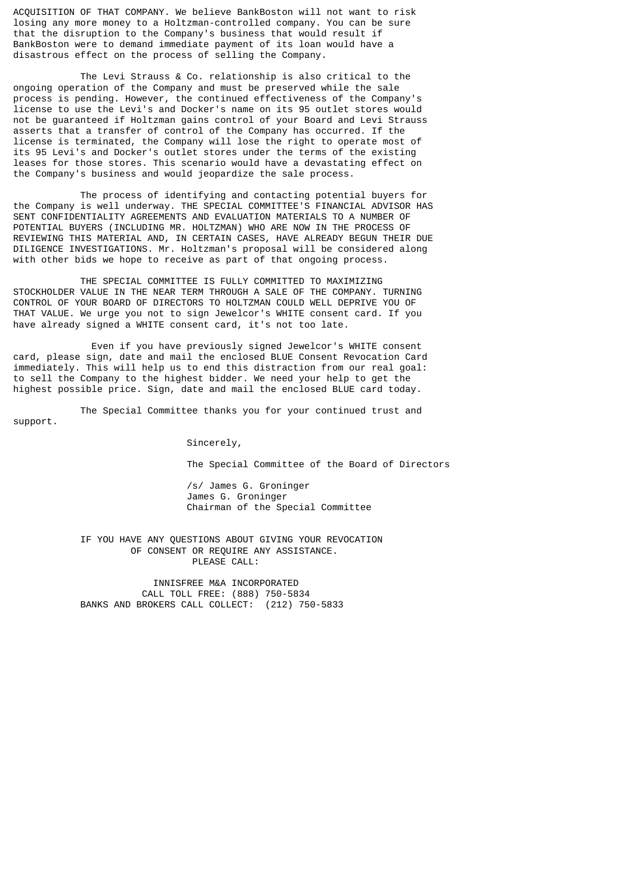ACQUISITION OF THAT COMPANY. We believe BankBoston will not want to risk losing any more money to a Holtzman-controlled company. You can be sure that the disruption to the Company's business that would result if BankBoston were to demand immediate payment of its loan would have a disastrous effect on the process of selling the Company.

The Levi Strauss & Co. relationship is also critical to the ongoing operation of the Company and must be preserved while the sale process is pending. However, the continued effectiveness of the Company's license to use the Levi's and Docker's name on its 95 outlet stores would not be guaranteed if Holtzman gains control of your Board and Levi Strauss asserts that a transfer of control of the Company has occurred. If the license is terminated, the Company will lose the right to operate most of its 95 Levi's and Docker's outlet stores under the terms of the existing leases for those stores. This scenario would have a devastating effect on the Company's business and would jeopardize the sale process.

The process of identifying and contacting potential buyers for the Company is well underway. THE SPECIAL COMMITTEE'S FINANCIAL ADVISOR HAS SENT CONFIDENTIALITY AGREEMENTS AND EVALUATION MATERIALS TO A NUMBER OF POTENTIAL BUYERS (INCLUDING MR. HOLTZMAN) WHO ARE NOW IN THE PROCESS OF REVIEWING THIS MATERIAL AND, IN CERTAIN CASES, HAVE ALREADY BEGUN THEIR DUE DILIGENCE INVESTIGATIONS. Mr. Holtzman's proposal will be considered along with other bids we hope to receive as part of that ongoing process.

THE SPECIAL COMMITTEE IS FULLY COMMITTED TO MAXIMIZING STOCKHOLDER VALUE IN THE NEAR TERM THROUGH A SALE OF THE COMPANY. TURNING CONTROL OF YOUR BOARD OF DIRECTORS TO HOLTZMAN COULD WELL DEPRIVE YOU OF THAT VALUE. We urge you not to sign Jewelcor's WHITE consent card. If you have already signed a WHITE consent card, it's not too late.

Even if you have previously signed Jewelcor's WHITE consent card, please sign, date and mail the enclosed BLUE Consent Revocation Card immediately. This will help us to end this distraction from our real goal: to sell the Company to the highest bidder. We need your help to get the highest possible price. Sign, date and mail the enclosed BLUE card today.

The Special Committee thanks you for your continued trust and support.

Sincerely,

The Special Committee of the Board of Directors

/s/ James G. Groninger
James G. Groninger
Chairman of the Special Committee

IF YOU HAVE ANY QUESTIONS ABOUT GIVING YOUR REVOCATION OF CONSENT OR REQUIRE ANY ASSISTANCE. PLEASE CALL:

INNISFREE M&A INCORPORATED
CALL TOLL FREE: (888) 750-5834
BANKS AND BROKERS CALL COLLECT: (212) 750-5833